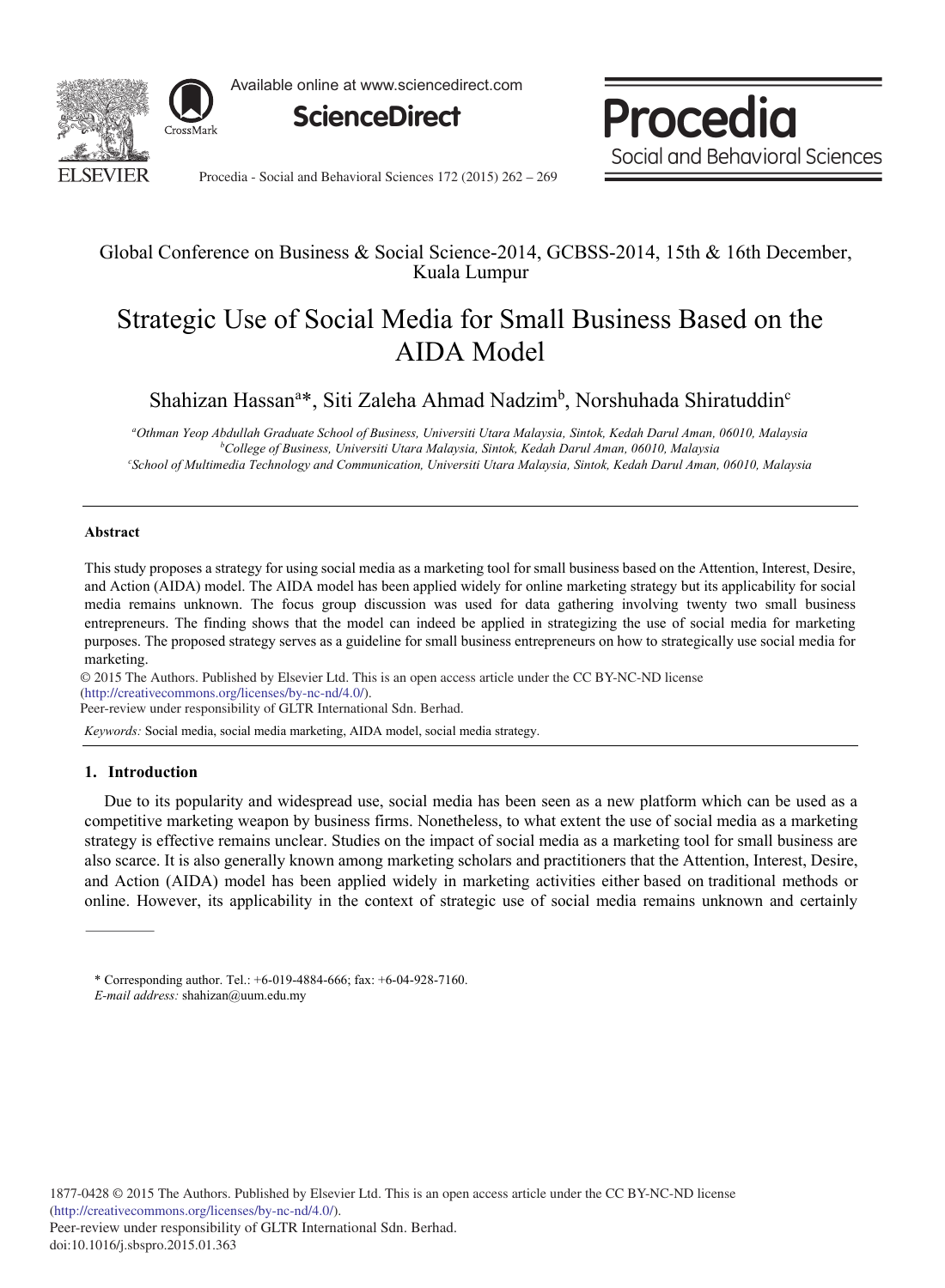Global Conference on Business & Social Science-2014, GCBSS-2014, 15th & 16th December, Kuala Lumpur

# Strategic Use of Social Media for Small Business Based on the AIDA Model

Shahizan Hassan[a]*, Siti Zaleha Ahmad Nadzim[b], Norshuhada Shiratuddin[c]

[a]*Othman Yeop Abdullah Graduate School of Business, Universiti Utara Malaysia, Sintok, Kedah Darul Aman, 06010, Malaysia*
[b]*College of Business, Universiti Utara Malaysia, Sintok, Kedah Darul Aman, 06010, Malaysia*
[c]*School of Multimedia Technology and Communication, Universiti Utara Malaysia, Sintok, Kedah Darul Aman, 06010, Malaysia*

---

**Abstract**

This study proposes a strategy for using social media as a marketing tool for small business based on the Attention, Interest, Desire, and Action (AIDA) model. The AIDA model has been applied widely for online marketing strategy but its applicability for social media remains unknown. The focus group discussion was used for data gathering involving twenty two small business entrepreneurs. The finding shows that the model can indeed be applied in strategizing the use of social media for marketing purposes. The proposed strategy serves as a guideline for small business entrepreneurs on how to strategically use social media for marketing.

© 2015 The Authors. Published by Elsevier Ltd. This is an open access article under the CC BY-NC-ND license (http://creativecommons.org/licenses/by-nc-nd/4.0/).
Peer-review under responsibility of GLTR International Sdn. Berhad.

*Keywords:* Social media, social media marketing, AIDA model, social media strategy.

---

## 1. Introduction

Due to its popularity and widespread use, social media has been seen as a new platform which can be used as a competitive marketing weapon by business firms. Nonetheless, to what extent the use of social media as a marketing strategy is effective remains unclear. Studies on the impact of social media as a marketing tool for small business are also scarce. It is also generally known among marketing scholars and practitioners that the Attention, Interest, Desire, and Action (AIDA) model has been applied widely in marketing activities either based on traditional methods or online. However, its applicability in the context of strategic use of social media remains unknown and certainly

\* Corresponding author. Tel.: +6-019-4884-666; fax: +6-04-928-7160.
*E-mail address:* shahizan@uum.edu.my

1877-0428 © 2015 The Authors. Published by Elsevier Ltd. This is an open access article under the CC BY-NC-ND license (http://creativecommons.org/licenses/by-nc-nd/4.0/).
Peer-review under responsibility of GLTR International Sdn. Berhad.
doi:10.1016/j.sbspro.2015.01.363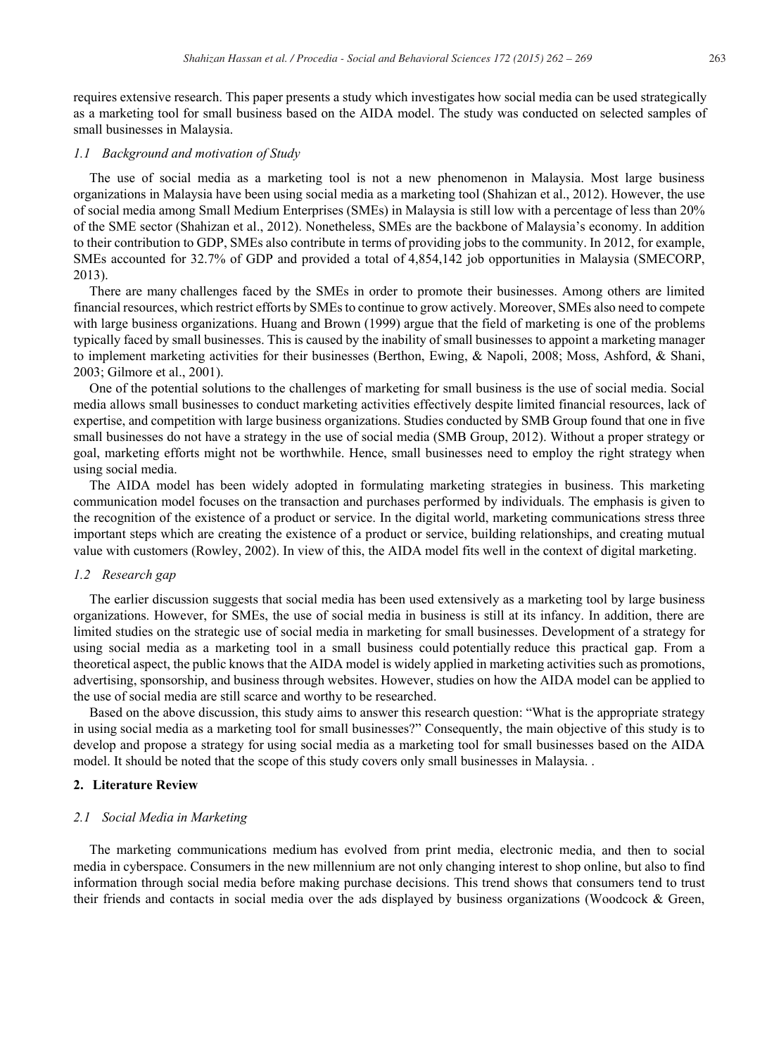requires extensive research. This paper presents a study which investigates how social media can be used strategically as a marketing tool for small business based on the AIDA model. The study was conducted on selected samples of small businesses in Malaysia.

### *1.1 Background and motivation of Study*

The use of social media as a marketing tool is not a new phenomenon in Malaysia. Most large business organizations in Malaysia have been using social media as a marketing tool (Shahizan et al., 2012). However, the use of social media among Small Medium Enterprises (SMEs) in Malaysia is still low with a percentage of less than 20% of the SME sector (Shahizan et al., 2012). Nonetheless, SMEs are the backbone of Malaysia's economy. In addition to their contribution to GDP, SMEs also contribute in terms of providing jobs to the community. In 2012, for example, SMEs accounted for 32.7% of GDP and provided a total of 4,854,142 job opportunities in Malaysia (SMECORP, 2013).

There are many challenges faced by the SMEs in order to promote their businesses. Among others are limited financial resources, which restrict efforts by SMEs to continue to grow actively. Moreover, SMEs also need to compete with large business organizations. Huang and Brown (1999) argue that the field of marketing is one of the problems typically faced by small businesses. This is caused by the inability of small businesses to appoint a marketing manager to implement marketing activities for their businesses (Berthon, Ewing, & Napoli, 2008; Moss, Ashford, & Shani, 2003; Gilmore et al., 2001).

One of the potential solutions to the challenges of marketing for small business is the use of social media. Social media allows small businesses to conduct marketing activities effectively despite limited financial resources, lack of expertise, and competition with large business organizations. Studies conducted by SMB Group found that one in five small businesses do not have a strategy in the use of social media (SMB Group, 2012). Without a proper strategy or goal, marketing efforts might not be worthwhile. Hence, small businesses need to employ the right strategy when using social media.

The AIDA model has been widely adopted in formulating marketing strategies in business. This marketing communication model focuses on the transaction and purchases performed by individuals. The emphasis is given to the recognition of the existence of a product or service. In the digital world, marketing communications stress three important steps which are creating the existence of a product or service, building relationships, and creating mutual value with customers (Rowley, 2002). In view of this, the AIDA model fits well in the context of digital marketing.

### *1.2 Research gap*

The earlier discussion suggests that social media has been used extensively as a marketing tool by large business organizations. However, for SMEs, the use of social media in business is still at its infancy. In addition, there are limited studies on the strategic use of social media in marketing for small businesses. Development of a strategy for using social media as a marketing tool in a small business could potentially reduce this practical gap. From a theoretical aspect, the public knows that the AIDA model is widely applied in marketing activities such as promotions, advertising, sponsorship, and business through websites. However, studies on how the AIDA model can be applied to the use of social media are still scarce and worthy to be researched.

Based on the above discussion, this study aims to answer this research question: "What is the appropriate strategy in using social media as a marketing tool for small businesses?" Consequently, the main objective of this study is to develop and propose a strategy for using social media as a marketing tool for small businesses based on the AIDA model. It should be noted that the scope of this study covers only small businesses in Malaysia. .

## 2. Literature Review

### *2.1 Social Media in Marketing*

The marketing communications medium has evolved from print media, electronic media, and then to social media in cyberspace. Consumers in the new millennium are not only changing interest to shop online, but also to find information through social media before making purchase decisions. This trend shows that consumers tend to trust their friends and contacts in social media over the ads displayed by business organizations (Woodcock & Green,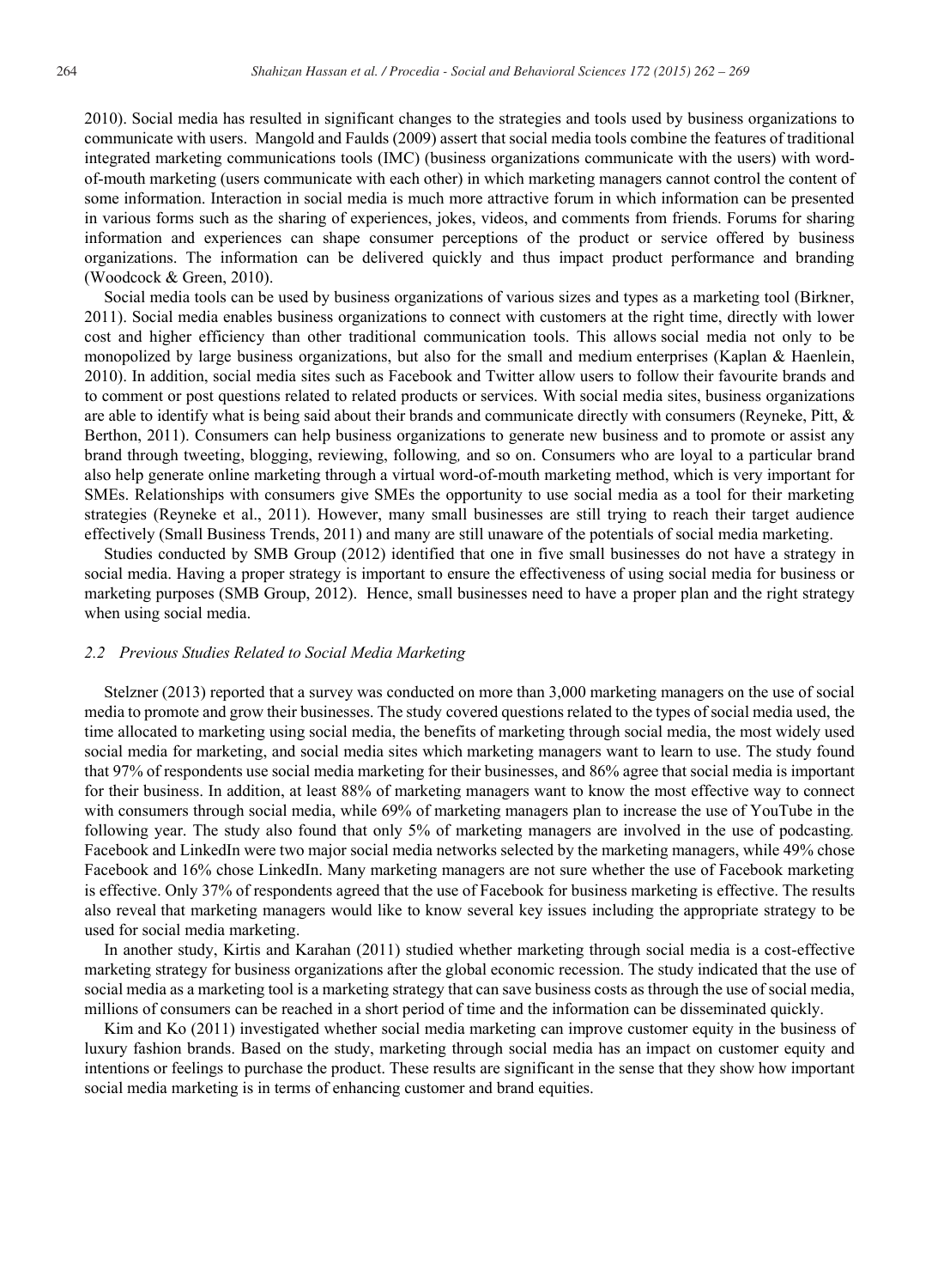2010). Social media has resulted in significant changes to the strategies and tools used by business organizations to communicate with users. Mangold and Faulds (2009) assert that social media tools combine the features of traditional integrated marketing communications tools (IMC) (business organizations communicate with the users) with word-of-mouth marketing (users communicate with each other) in which marketing managers cannot control the content of some information. Interaction in social media is much more attractive forum in which information can be presented in various forms such as the sharing of experiences, jokes, videos, and comments from friends. Forums for sharing information and experiences can shape consumer perceptions of the product or service offered by business organizations. The information can be delivered quickly and thus impact product performance and branding (Woodcock & Green, 2010).

Social media tools can be used by business organizations of various sizes and types as a marketing tool (Birkner, 2011). Social media enables business organizations to connect with customers at the right time, directly with lower cost and higher efficiency than other traditional communication tools. This allows social media not only to be monopolized by large business organizations, but also for the small and medium enterprises (Kaplan & Haenlein, 2010). In addition, social media sites such as Facebook and Twitter allow users to follow their favourite brands and to comment or post questions related to related products or services. With social media sites, business organizations are able to identify what is being said about their brands and communicate directly with consumers (Reyneke, Pitt, & Berthon, 2011). Consumers can help business organizations to generate new business and to promote or assist any brand through tweeting, blogging, reviewing, following, and so on. Consumers who are loyal to a particular brand also help generate online marketing through a virtual word-of-mouth marketing method, which is very important for SMEs. Relationships with consumers give SMEs the opportunity to use social media as a tool for their marketing strategies (Reyneke et al., 2011). However, many small businesses are still trying to reach their target audience effectively (Small Business Trends, 2011) and many are still unaware of the potentials of social media marketing.

Studies conducted by SMB Group (2012) identified that one in five small businesses do not have a strategy in social media. Having a proper strategy is important to ensure the effectiveness of using social media for business or marketing purposes (SMB Group, 2012). Hence, small businesses need to have a proper plan and the right strategy when using social media.

### *2.2 Previous Studies Related to Social Media Marketing*

Stelzner (2013) reported that a survey was conducted on more than 3,000 marketing managers on the use of social media to promote and grow their businesses. The study covered questions related to the types of social media used, the time allocated to marketing using social media, the benefits of marketing through social media, the most widely used social media for marketing, and social media sites which marketing managers want to learn to use. The study found that 97% of respondents use social media marketing for their businesses, and 86% agree that social media is important for their business. In addition, at least 88% of marketing managers want to know the most effective way to connect with consumers through social media, while 69% of marketing managers plan to increase the use of YouTube in the following year. The study also found that only 5% of marketing managers are involved in the use of podcasting. Facebook and LinkedIn were two major social media networks selected by the marketing managers, while 49% chose Facebook and 16% chose LinkedIn. Many marketing managers are not sure whether the use of Facebook marketing is effective. Only 37% of respondents agreed that the use of Facebook for business marketing is effective. The results also reveal that marketing managers would like to know several key issues including the appropriate strategy to be used for social media marketing.

In another study, Kirtis and Karahan (2011) studied whether marketing through social media is a cost-effective marketing strategy for business organizations after the global economic recession. The study indicated that the use of social media as a marketing tool is a marketing strategy that can save business costs as through the use of social media, millions of consumers can be reached in a short period of time and the information can be disseminated quickly.

Kim and Ko (2011) investigated whether social media marketing can improve customer equity in the business of luxury fashion brands. Based on the study, marketing through social media has an impact on customer equity and intentions or feelings to purchase the product. These results are significant in the sense that they show how important social media marketing is in terms of enhancing customer and brand equities.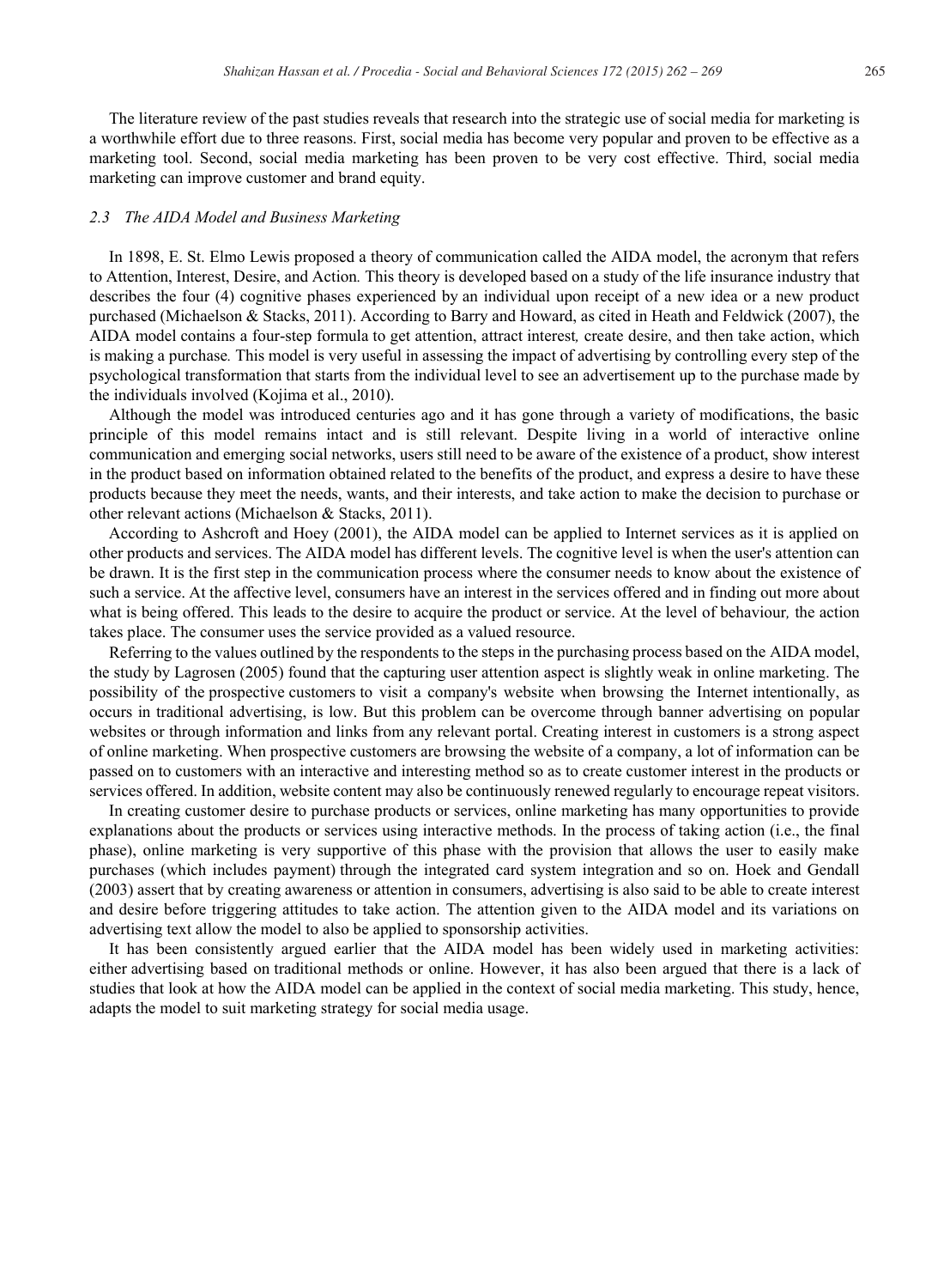The literature review of the past studies reveals that research into the strategic use of social media for marketing is a worthwhile effort due to three reasons. First, social media has become very popular and proven to be effective as a marketing tool. Second, social media marketing has been proven to be very cost effective. Third, social media marketing can improve customer and brand equity.

### *2.3 The AIDA Model and Business Marketing*

In 1898, E. St. Elmo Lewis proposed a theory of communication called the AIDA model, the acronym that refers to Attention, Interest, Desire, and Action*.* This theory is developed based on a study of the life insurance industry that describes the four (4) cognitive phases experienced by an individual upon receipt of a new idea or a new product purchased (Michaelson & Stacks, 2011). According to Barry and Howard, as cited in Heath and Feldwick (2007), the AIDA model contains a four-step formula to get attention, attract interest*,* create desire, and then take action, which is making a purchase*.* This model is very useful in assessing the impact of advertising by controlling every step of the psychological transformation that starts from the individual level to see an advertisement up to the purchase made by the individuals involved (Kojima et al., 2010).

Although the model was introduced centuries ago and it has gone through a variety of modifications, the basic principle of this model remains intact and is still relevant. Despite living in a world of interactive online communication and emerging social networks, users still need to be aware of the existence of a product, show interest in the product based on information obtained related to the benefits of the product, and express a desire to have these products because they meet the needs, wants, and their interests, and take action to make the decision to purchase or other relevant actions (Michaelson & Stacks, 2011).

According to Ashcroft and Hoey (2001), the AIDA model can be applied to Internet services as it is applied on other products and services. The AIDA model has different levels. The cognitive level is when the user's attention can be drawn. It is the first step in the communication process where the consumer needs to know about the existence of such a service. At the affective level, consumers have an interest in the services offered and in finding out more about what is being offered. This leads to the desire to acquire the product or service. At the level of behaviour*,* the action takes place. The consumer uses the service provided as a valued resource.

Referring to the values outlined by the respondents to the steps in the purchasing process based on the AIDA model, the study by Lagrosen (2005) found that the capturing user attention aspect is slightly weak in online marketing. The possibility of the prospective customers to visit a company's website when browsing the Internet intentionally, as occurs in traditional advertising, is low. But this problem can be overcome through banner advertising on popular websites or through information and links from any relevant portal. Creating interest in customers is a strong aspect of online marketing. When prospective customers are browsing the website of a company, a lot of information can be passed on to customers with an interactive and interesting method so as to create customer interest in the products or services offered. In addition, website content may also be continuously renewed regularly to encourage repeat visitors.

In creating customer desire to purchase products or services, online marketing has many opportunities to provide explanations about the products or services using interactive methods. In the process of taking action (i.e., the final phase), online marketing is very supportive of this phase with the provision that allows the user to easily make purchases (which includes payment) through the integrated card system integration and so on. Hoek and Gendall (2003) assert that by creating awareness or attention in consumers, advertising is also said to be able to create interest and desire before triggering attitudes to take action. The attention given to the AIDA model and its variations on advertising text allow the model to also be applied to sponsorship activities.

It has been consistently argued earlier that the AIDA model has been widely used in marketing activities: either advertising based on traditional methods or online. However, it has also been argued that there is a lack of studies that look at how the AIDA model can be applied in the context of social media marketing. This study, hence, adapts the model to suit marketing strategy for social media usage.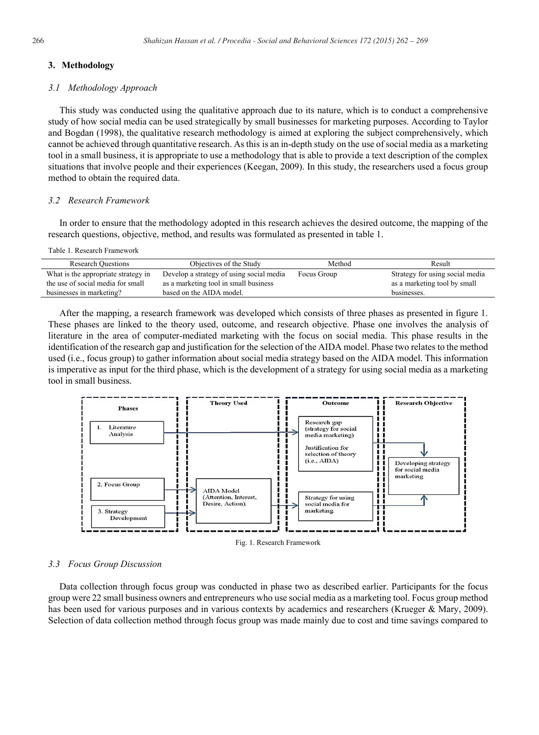## 3. Methodology

### *3.1 Methodology Approach*

This study was conducted using the qualitative approach due to its nature, which is to conduct a comprehensive study of how social media can be used strategically by small businesses for marketing purposes. According to Taylor and Bogdan (1998), the qualitative research methodology is aimed at exploring the subject comprehensively, which cannot be achieved through quantitative research. As this is an in-depth study on the use of social media as a marketing tool in a small business, it is appropriate to use a methodology that is able to provide a text description of the complex situations that involve people and their experiences (Keegan, 2009). In this study, the researchers used a focus group method to obtain the required data.

### *3.2 Research Framework*

In order to ensure that the methodology adopted in this research achieves the desired outcome, the mapping of the research questions, objective, method, and results was formulated as presented in table 1.

Table 1. Research Framework

| Research Questions | Objectives of the Study | Method | Result |
|---|---|---|---|
| What is the appropriate strategy in the use of social media for small businesses in marketing? | Develop a strategy of using social media as a marketing tool in small business based on the AIDA model. | Focus Group | Strategy for using social media as a marketing tool by small businesses. |

After the mapping, a research framework was developed which consists of three phases as presented in figure 1. These phases are linked to the theory used, outcome, and research objective. Phase one involves the analysis of literature in the area of computer-mediated marketing with the focus on social media. This phase results in the identification of the research gap and justification for the selection of the AIDA model. Phase two relates to the method used (i.e., focus group) to gather information about social media strategy based on the AIDA model. This information is imperative as input for the third phase, which is the development of a strategy for using social media as a marketing tool in small business.

| Phases | Theory Used | Outcome | Research Objective |
|---|---|---|---|
| 1. Literature Analysis | | Research gap (strategy for social media marketing); Justification for selection of theory (i.e., AIDA) | Developing strategy for social media marketing |
| 2. Focus Group | AIDA Model (Attention, Interest, Desire, Action). | Strategy for using social media for marketing. | |
| 3. Strategy Development | | | |

Fig. 1. Research Framework

### *3.3 Focus Group Discussion*

Data collection through focus group was conducted in phase two as described earlier. Participants for the focus group were 22 small business owners and entrepreneurs who use social media as a marketing tool. Focus group method has been used for various purposes and in various contexts by academics and researchers (Krueger & Mary, 2009). Selection of data collection method through focus group was made mainly due to cost and time savings compared to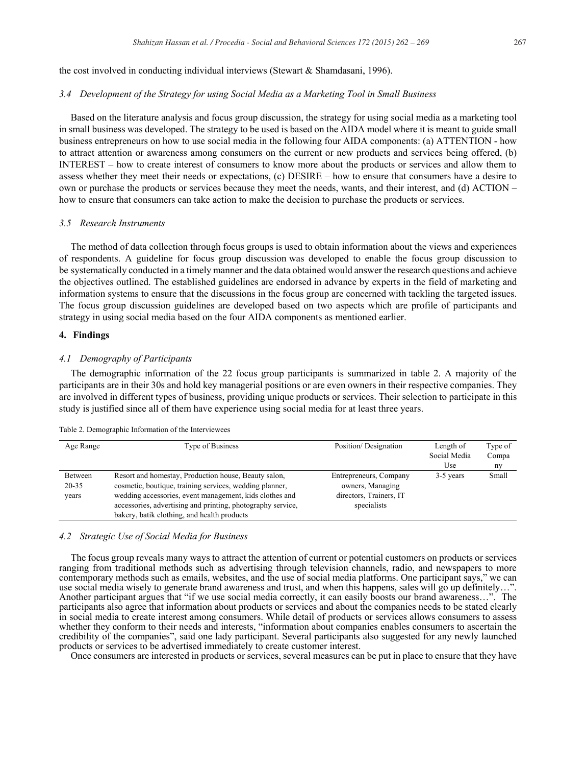the cost involved in conducting individual interviews (Stewart & Shamdasani, 1996).

### *3.4 Development of the Strategy for using Social Media as a Marketing Tool in Small Business*

Based on the literature analysis and focus group discussion, the strategy for using social media as a marketing tool in small business was developed. The strategy to be used is based on the AIDA model where it is meant to guide small business entrepreneurs on how to use social media in the following four AIDA components: (a) ATTENTION - how to attract attention or awareness among consumers on the current or new products and services being offered, (b) INTEREST – how to create interest of consumers to know more about the products or services and allow them to assess whether they meet their needs or expectations, (c) DESIRE – how to ensure that consumers have a desire to own or purchase the products or services because they meet the needs, wants, and their interest, and (d) ACTION – how to ensure that consumers can take action to make the decision to purchase the products or services.

### *3.5 Research Instruments*

The method of data collection through focus groups is used to obtain information about the views and experiences of respondents. A guideline for focus group discussion was developed to enable the focus group discussion to be systematically conducted in a timely manner and the data obtained would answer the research questions and achieve the objectives outlined. The established guidelines are endorsed in advance by experts in the field of marketing and information systems to ensure that the discussions in the focus group are concerned with tackling the targeted issues. The focus group discussion guidelines are developed based on two aspects which are profile of participants and strategy in using social media based on the four AIDA components as mentioned earlier.

## 4. Findings

### *4.1 Demography of Participants*

The demographic information of the 22 focus group participants is summarized in table 2. A majority of the participants are in their 30s and hold key managerial positions or are even owners in their respective companies. They are involved in different types of business, providing unique products or services. Their selection to participate in this study is justified since all of them have experience using social media for at least three years.

Table 2. Demographic Information of the Interviewees

| Age Range | Type of Business | Position/ Designation | Length of Social Media Use | Type of Company |
|---|---|---|---|---|
| Between 20-35 years | Resort and homestay, Production house, Beauty salon, cosmetic, boutique, training services, wedding planner, wedding accessories, event management, kids clothes and accessories, advertising and printing, photography service, bakery, batik clothing, and health products | Entrepreneurs, Company owners, Managing directors, Trainers, IT specialists | 3-5 years | Small |

### *4.2 Strategic Use of Social Media for Business*

The focus group reveals many ways to attract the attention of current or potential customers on products or services ranging from traditional methods such as advertising through television channels, radio, and newspapers to more contemporary methods such as emails, websites, and the use of social media platforms. One participant says," we can use social media wisely to generate brand awareness and trust, and when this happens, sales will go up definitely…". Another participant argues that "if we use social media correctly, it can easily boosts our brand awareness…". The participants also agree that information about products or services and about the companies needs to be stated clearly in social media to create interest among consumers. While detail of products or services allows consumers to assess whether they conform to their needs and interests, "information about companies enables consumers to ascertain the credibility of the companies", said one lady participant. Several participants also suggested for any newly launched products or services to be advertised immediately to create customer interest.

Once consumers are interested in products or services, several measures can be put in place to ensure that they have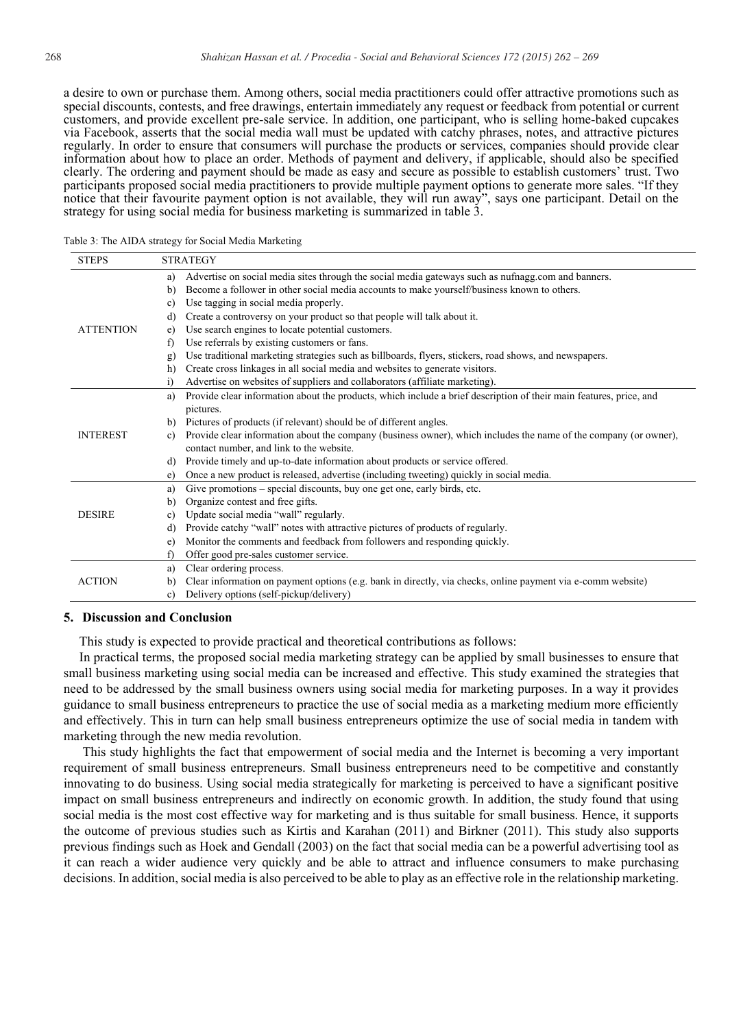a desire to own or purchase them. Among others, social media practitioners could offer attractive promotions such as special discounts, contests, and free drawings, entertain immediately any request or feedback from potential or current customers, and provide excellent pre-sale service. In addition, one participant, who is selling home-baked cupcakes via Facebook, asserts that the social media wall must be updated with catchy phrases, notes, and attractive pictures regularly. In order to ensure that consumers will purchase the products or services, companies should provide clear information about how to place an order. Methods of payment and delivery, if applicable, should also be specified clearly. The ordering and payment should be made as easy and secure as possible to establish customers' trust. Two participants proposed social media practitioners to provide multiple payment options to generate more sales. "If they notice that their favourite payment option is not available, they will run away", says one participant. Detail on the strategy for using social media for business marketing is summarized in table 3.

Table 3: The AIDA strategy for Social Media Marketing

| STEPS | STRATEGY |
|---|---|
| ATTENTION | a) Advertise on social media sites through the social media gateways such as nufnagg.com and banners.<br>b) Become a follower in other social media accounts to make yourself/business known to others.<br>c) Use tagging in social media properly.<br>d) Create a controversy on your product so that people will talk about it.<br>e) Use search engines to locate potential customers.<br>f) Use referrals by existing customers or fans.<br>g) Use traditional marketing strategies such as billboards, flyers, stickers, road shows, and newspapers.<br>h) Create cross linkages in all social media and websites to generate visitors.<br>i) Advertise on websites of suppliers and collaborators (affiliate marketing). |
| INTEREST | a) Provide clear information about the products, which include a brief description of their main features, price, and pictures.<br>b) Pictures of products (if relevant) should be of different angles.<br>c) Provide clear information about the company (business owner), which includes the name of the company (or owner), contact number, and link to the website.<br>d) Provide timely and up-to-date information about products or service offered.<br>e) Once a new product is released, advertise (including tweeting) quickly in social media. |
| DESIRE | a) Give promotions – special discounts, buy one get one, early birds, etc.<br>b) Organize contest and free gifts.<br>c) Update social media "wall" regularly.<br>d) Provide catchy "wall" notes with attractive pictures of products of regularly.<br>e) Monitor the comments and feedback from followers and responding quickly.<br>f) Offer good pre-sales customer service. |
| ACTION | a) Clear ordering process.<br>b) Clear information on payment options (e.g. bank in directly, via checks, online payment via e-comm website)<br>c) Delivery options (self-pickup/delivery) |

## 5. Discussion and Conclusion

This study is expected to provide practical and theoretical contributions as follows:

In practical terms, the proposed social media marketing strategy can be applied by small businesses to ensure that small business marketing using social media can be increased and effective. This study examined the strategies that need to be addressed by the small business owners using social media for marketing purposes. In a way it provides guidance to small business entrepreneurs to practice the use of social media as a marketing medium more efficiently and effectively. This in turn can help small business entrepreneurs optimize the use of social media in tandem with marketing through the new media revolution.

This study highlights the fact that empowerment of social media and the Internet is becoming a very important requirement of small business entrepreneurs. Small business entrepreneurs need to be competitive and constantly innovating to do business. Using social media strategically for marketing is perceived to have a significant positive impact on small business entrepreneurs and indirectly on economic growth. In addition, the study found that using social media is the most cost effective way for marketing and is thus suitable for small business. Hence, it supports the outcome of previous studies such as Kirtis and Karahan (2011) and Birkner (2011). This study also supports previous findings such as Hoek and Gendall (2003) on the fact that social media can be a powerful advertising tool as it can reach a wider audience very quickly and be able to attract and influence consumers to make purchasing decisions. In addition, social media is also perceived to be able to play as an effective role in the relationship marketing.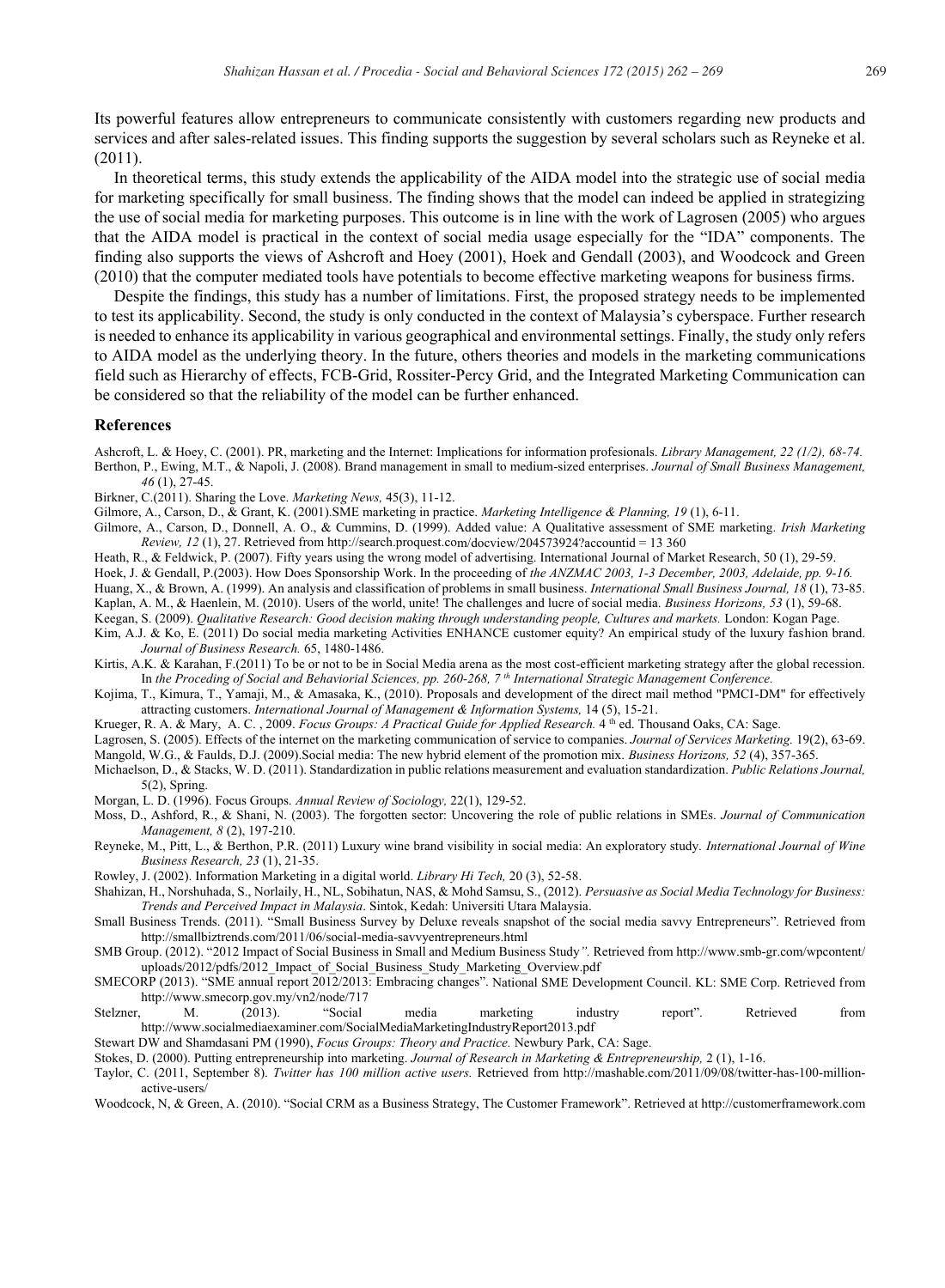Its powerful features allow entrepreneurs to communicate consistently with customers regarding new products and services and after sales-related issues. This finding supports the suggestion by several scholars such as Reyneke et al. (2011).

In theoretical terms, this study extends the applicability of the AIDA model into the strategic use of social media for marketing specifically for small business. The finding shows that the model can indeed be applied in strategizing the use of social media for marketing purposes. This outcome is in line with the work of Lagrosen (2005) who argues that the AIDA model is practical in the context of social media usage especially for the "IDA" components. The finding also supports the views of Ashcroft and Hoey (2001), Hoek and Gendall (2003), and Woodcock and Green (2010) that the computer mediated tools have potentials to become effective marketing weapons for business firms.

Despite the findings, this study has a number of limitations. First, the proposed strategy needs to be implemented to test its applicability. Second, the study is only conducted in the context of Malaysia's cyberspace. Further research is needed to enhance its applicability in various geographical and environmental settings. Finally, the study only refers to AIDA model as the underlying theory. In the future, others theories and models in the marketing communications field such as Hierarchy of effects, FCB-Grid, Rossiter-Percy Grid, and the Integrated Marketing Communication can be considered so that the reliability of the model can be further enhanced.

## References

Ashcroft, L. & Hoey, C. (2001). PR, marketing and the Internet: Implications for information profesionals. *Library Management, 22 (1/2), 68-74.*

Berthon, P., Ewing, M.T., & Napoli, J. (2008). Brand management in small to medium-sized enterprises. *Journal of Small Business Management, 46* (1), 27-45.

Birkner, C.(2011). Sharing the Love. *Marketing News,* 45(3), 11-12.

Gilmore, A., Carson, D., & Grant, K. (2001).SME marketing in practice. *Marketing Intelligence & Planning, 19* (1), 6-11.

Gilmore, A., Carson, D., Donnell, A. O., & Cummins, D. (1999). Added value: A Qualitative assessment of SME marketing. *Irish Marketing Review, 12* (1), 27. Retrieved from http://search.proquest.com/docview/204573924?accountid = 13 360

Heath, R., & Feldwick, P. (2007). Fifty years using the wrong model of advertising. International Journal of Market Research, 50 (1), 29-59.

Hoek, J. & Gendall, P.(2003). How Does Sponsorship Work. In the proceeding of *the ANZMAC 2003, 1-3 December, 2003, Adelaide, pp. 9-16.*

Huang, X., & Brown, A. (1999). An analysis and classification of problems in small business. *International Small Business Journal, 18* (1), 73-85.

Kaplan, A. M., & Haenlein, M. (2010). Users of the world, unite! The challenges and lucre of social media. *Business Horizons, 53* (1), 59-68.

Keegan, S. (2009). *Qualitative Research: Good decision making through understanding people, Cultures and markets.* London: Kogan Page.

Kim, A.J. & Ko, E. (2011) Do social media marketing Activities ENHANCE customer equity? An empirical study of the luxury fashion brand. *Journal of Business Research.* 65, 1480-1486.

Kirtis, A.K. & Karahan, F.(2011) To be or not to be in Social Media arena as the most cost-efficient marketing strategy after the global recession. In *the Proceding of Social and Behaviorial Sciences, pp. 260-268, 7 th International Strategic Management Conference.*

Kojima, T., Kimura, T., Yamaji, M., & Amasaka, K., (2010). Proposals and development of the direct mail method "PMCI-DM" for effectively attracting customers. *International Journal of Management & Information Systems,* 14 (5), 15-21.

Krueger, R. A. & Mary, A. C. , 2009. *Focus Groups: A Practical Guide for Applied Research.* 4 th ed. Thousand Oaks, CA: Sage.

Lagrosen, S. (2005). Effects of the internet on the marketing communication of service to companies. *Journal of Services Marketing.* 19(2), 63-69.

Mangold, W.G., & Faulds, D.J. (2009).Social media: The new hybrid element of the promotion mix. *Business Horizons, 52* (4), 357-365.

Michaelson, D., & Stacks, W. D. (2011). Standardization in public relations measurement and evaluation standardization. *Public Relations Journal,* 5(2), Spring.

Morgan, L. D. (1996). Focus Groups. *Annual Review of Sociology,* 22(1), 129-52.

Moss, D., Ashford, R., & Shani, N. (2003). The forgotten sector: Uncovering the role of public relations in SMEs. *Journal of Communication Management, 8* (2), 197-210.

Reyneke, M., Pitt, L., & Berthon, P.R. (2011) Luxury wine brand visibility in social media: An exploratory study. *International Journal of Wine Business Research, 23* (1), 21-35.

Rowley, J. (2002). Information Marketing in a digital world. *Library Hi Tech,* 20 (3), 52-58.

Shahizan, H., Norshuhada, S., Norlaily, H., NL, Sobihatun, NAS, & Mohd Samsu, S., (2012). *Persuasive as Social Media Technology for Business: Trends and Perceived Impact in Malaysia*. Sintok, Kedah: Universiti Utara Malaysia.

Small Business Trends. (2011). "Small Business Survey by Deluxe reveals snapshot of the social media savvy Entrepreneurs". Retrieved from http://smallbiztrends.com/2011/06/social-media-savvyentrepreneurs.html

SMB Group. (2012). "2012 Impact of Social Business in Small and Medium Business Study*".* Retrieved from http://www.smb-gr.com/wpcontent/uploads/2012/pdfs/2012_Impact_of_Social_Business_Study_Marketing_Overview.pdf

SMECORP (2013). "SME annual report 2012/2013: Embracing changes". National SME Development Council. KL: SME Corp. Retrieved from http://www.smecorp.gov.my/vn2/node/717

Stelzner, M. (2013). "Social media marketing industry report". Retrieved from http://www.socialmediaexaminer.com/SocialMediaMarketingIndustryReport2013.pdf

Stewart DW and Shamdasani PM (1990), *Focus Groups: Theory and Practice.* Newbury Park, CA: Sage.

Stokes, D. (2000). Putting entrepreneurship into marketing. *Journal of Research in Marketing & Entrepreneurship,* 2 (1), 1-16.

Taylor, C. (2011, September 8). *Twitter has 100 million active users.* Retrieved from http://mashable.com/2011/09/08/twitter-has-100-million-active-users/

Woodcock, N, & Green, A. (2010). "Social CRM as a Business Strategy, The Customer Framework". Retrieved at http://customerframework.com